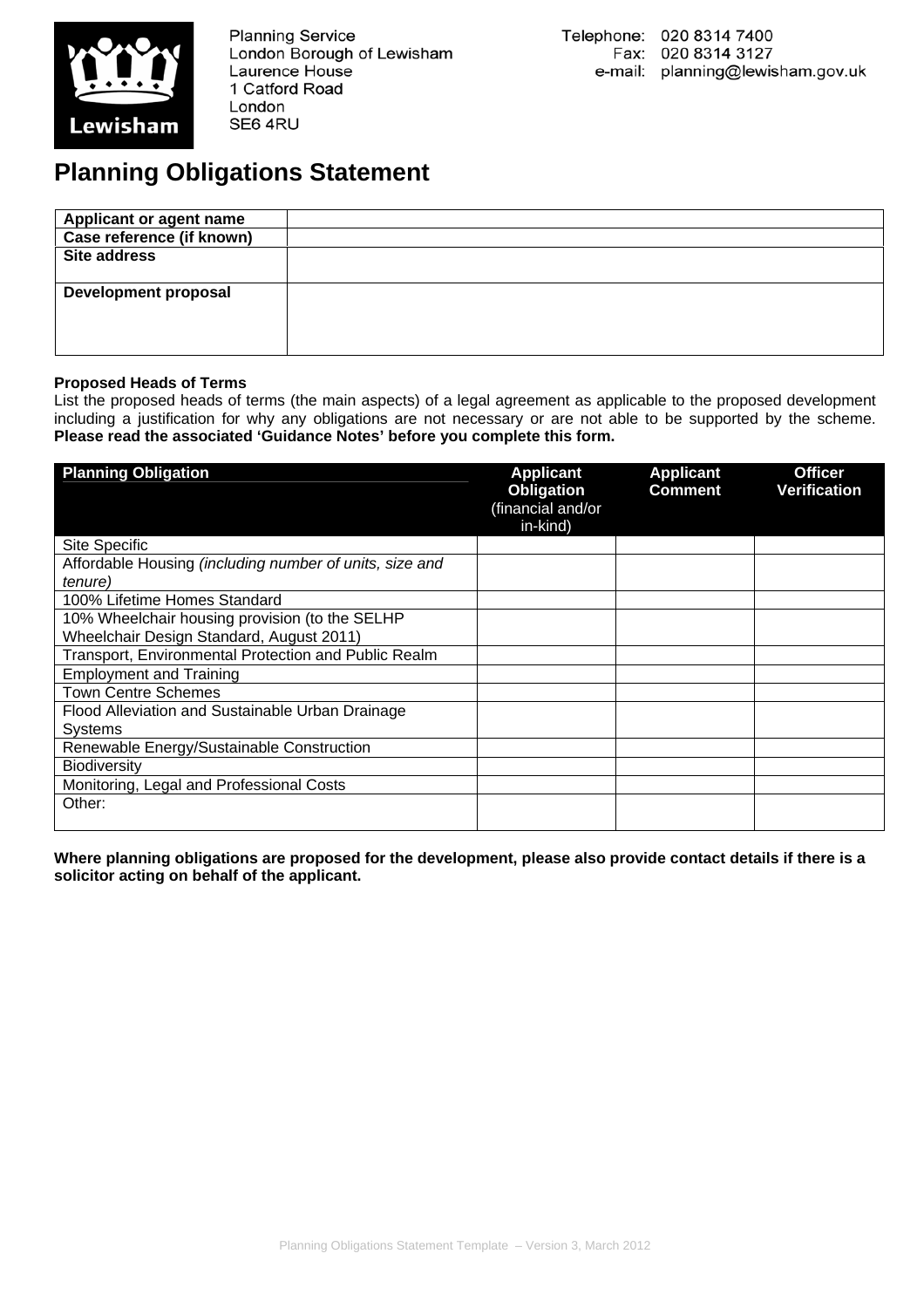Planning Service
London Borough of Lewisham
Laurence House
1 Catford Road
London
SE6 4RU

Telephone: 020 8314 7400
Fax: 020 8314 3127
e-mail: planning@lewisham.gov.uk

# Planning Obligations Statement

| **Applicant or agent name** | |
|---|---|
| **Case reference (if known)** | |
| **Site address** | |
| **Development proposal** | |

**Proposed Heads of Terms**

List the proposed heads of terms (the main aspects) of a legal agreement as applicable to the proposed development including a justification for why any obligations are not necessary or are not able to be supported by the scheme. **Please read the associated 'Guidance Notes' before you complete this form.**

| **Planning Obligation** | **Applicant Obligation** (financial and/or in-kind) | **Applicant Comment** | **Officer Verification** |
|---|---|---|---|
| Site Specific | | | |
| Affordable Housing *(including number of units, size and tenure)* | | | |
| 100% Lifetime Homes Standard | | | |
| 10% Wheelchair housing provision (to the SELHP Wheelchair Design Standard, August 2011) | | | |
| Transport, Environmental Protection and Public Realm | | | |
| Employment and Training | | | |
| Town Centre Schemes | | | |
| Flood Alleviation and Sustainable Urban Drainage Systems | | | |
| Renewable Energy/Sustainable Construction | | | |
| Biodiversity | | | |
| Monitoring, Legal and Professional Costs | | | |
| Other: | | | |

**Where planning obligations are proposed for the development, please also provide contact details if there is a solicitor acting on behalf of the applicant.**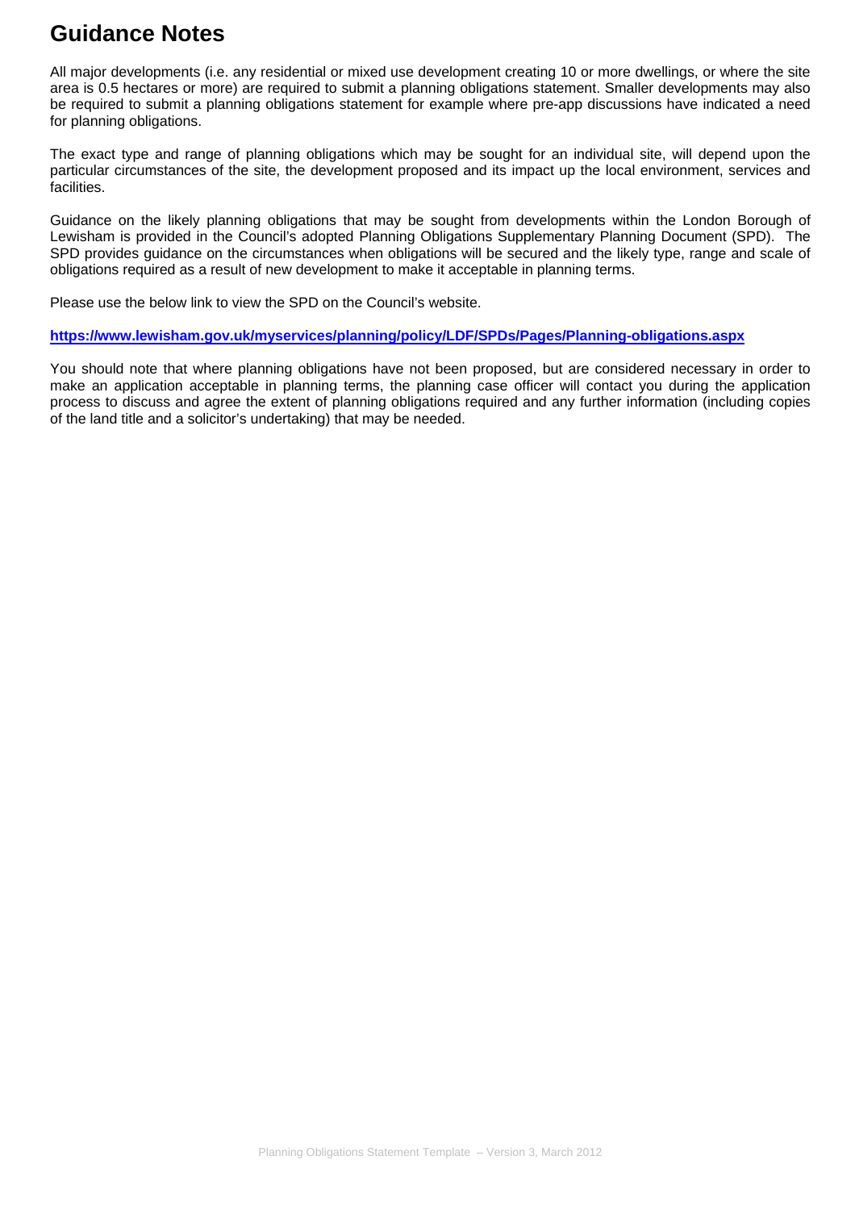# Guidance Notes

All major developments (i.e. any residential or mixed use development creating 10 or more dwellings, or where the site area is 0.5 hectares or more) are required to submit a planning obligations statement. Smaller developments may also be required to submit a planning obligations statement for example where pre-app discussions have indicated a need for planning obligations.

The exact type and range of planning obligations which may be sought for an individual site, will depend upon the particular circumstances of the site, the development proposed and its impact up the local environment, services and facilities.

Guidance on the likely planning obligations that may be sought from developments within the London Borough of Lewisham is provided in the Council's adopted Planning Obligations Supplementary Planning Document (SPD). The SPD provides guidance on the circumstances when obligations will be secured and the likely type, range and scale of obligations required as a result of new development to make it acceptable in planning terms.

Please use the below link to view the SPD on the Council's website.

**https://www.lewisham.gov.uk/myservices/planning/policy/LDF/SPDs/Pages/Planning-obligations.aspx**

You should note that where planning obligations have not been proposed, but are considered necessary in order to make an application acceptable in planning terms, the planning case officer will contact you during the application process to discuss and agree the extent of planning obligations required and any further information (including copies of the land title and a solicitor's undertaking) that may be needed.